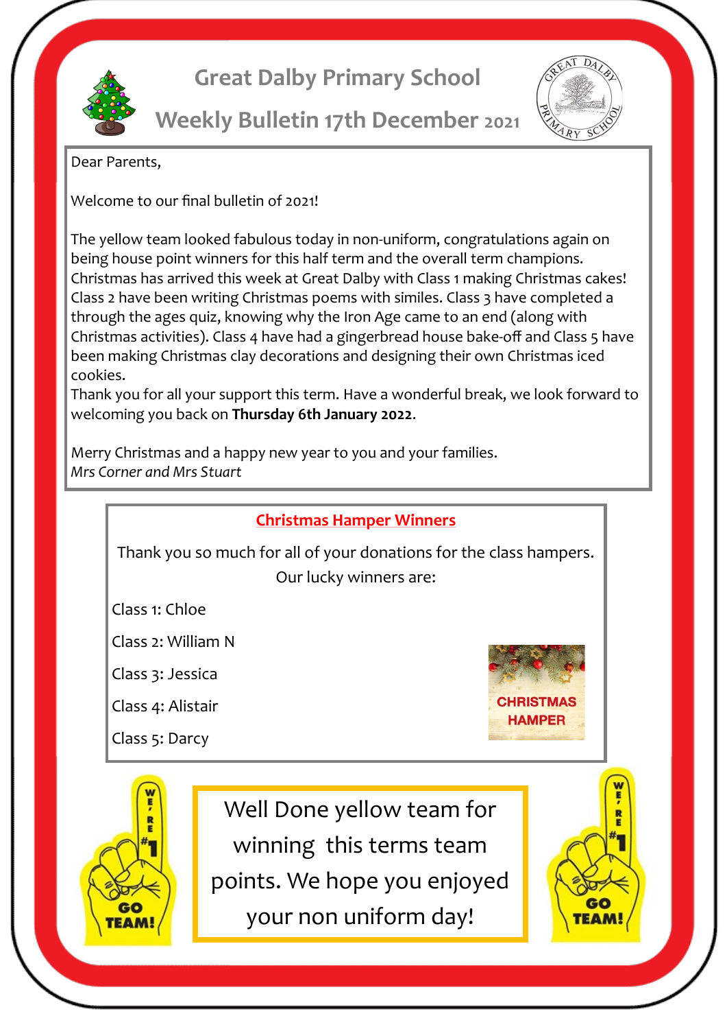# Great Dalby Primary School

## Weekly Bulletin 17th December 2021

Dear Parents,

Welcome to our final bulletin of 2021!

The yellow team looked fabulous today in non-uniform, congratulations again on being house point winners for this half term and the overall term champions. Christmas has arrived this week at Great Dalby with Class 1 making Christmas cakes! Class 2 have been writing Christmas poems with similes. Class 3 have completed a through the ages quiz, knowing why the Iron Age came to an end (along with Christmas activities). Class 4 have had a gingerbread house bake-off and Class 5 have been making Christmas clay decorations and designing their own Christmas iced cookies.
Thank you for all your support this term. Have a wonderful break, we look forward to welcoming you back on **Thursday 6th January 2022**.

Merry Christmas and a happy new year to you and your families.
*Mrs Corner and Mrs Stuart*

### Christmas Hamper Winners

Thank you so much for all of your donations for the class hampers.
Our lucky winners are:

Class 1: Chloe

Class 2: William N

Class 3: Jessica

Class 4: Alistair

Class 5: Darcy

Well Done yellow team for winning this terms team points. We hope you enjoyed your non uniform day!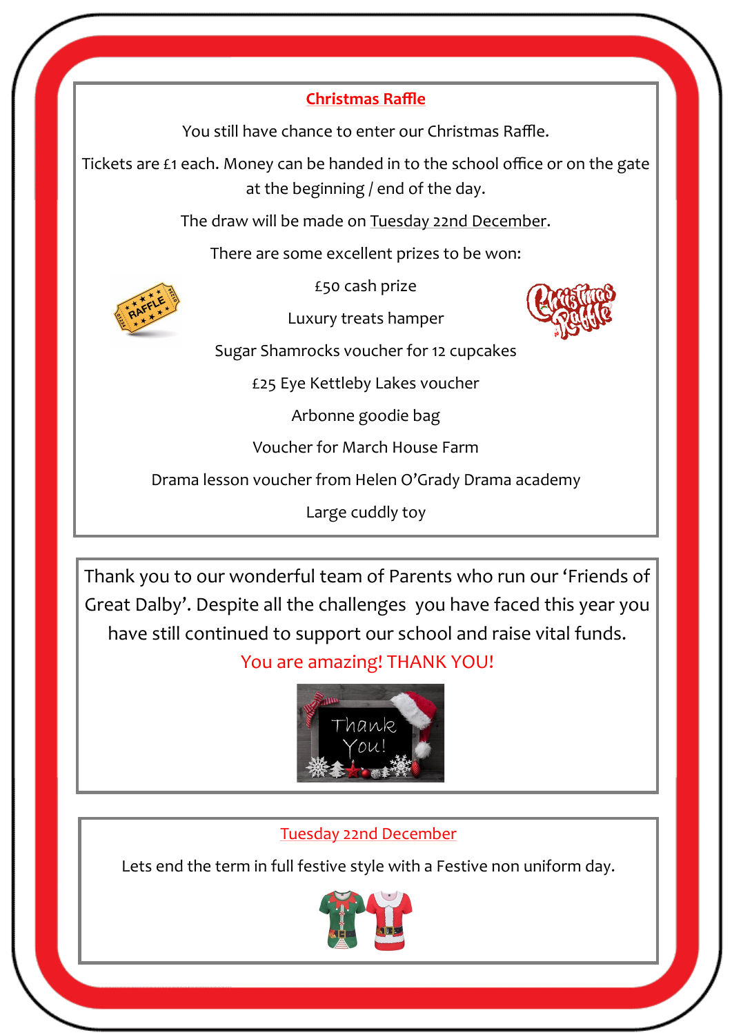## Christmas Raffle

You still have chance to enter our Christmas Raffle.

Tickets are £1 each. Money can be handed in to the school office or on the gate at the beginning / end of the day.

The draw will be made on Tuesday 22nd December.

There are some excellent prizes to be won:

£50 cash prize

Luxury treats hamper

Sugar Shamrocks voucher for 12 cupcakes

£25 Eye Kettleby Lakes voucher

Arbonne goodie bag

Voucher for March House Farm

Drama lesson voucher from Helen O'Grady Drama academy

Large cuddly toy

---

Thank you to our wonderful team of Parents who run our 'Friends of Great Dalby'. Despite all the challenges you have faced this year you have still continued to support our school and raise vital funds.

You are amazing! THANK YOU!

---

Tuesday 22nd December

Lets end the term in full festive style with a Festive non uniform day.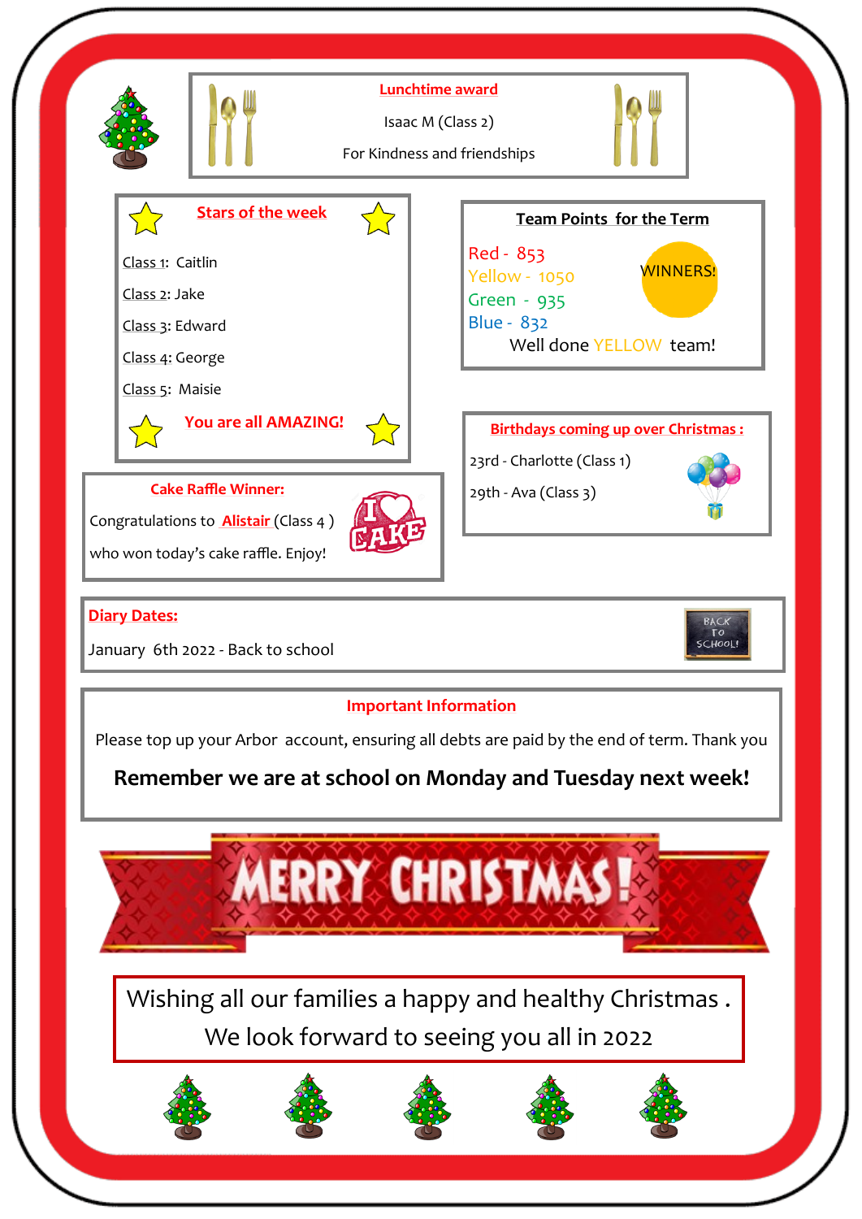## Lunchtime award

Isaac M (Class 2)

For Kindness and friendships

## Stars of the week

Class 1: Caitlin

Class 2: Jake

Class 3: Edward

Class 4: George

Class 5: Maisie

**You are all AMAZING!**

## Team Points for the Term

Red - 853

Yellow - 1050

Green - 935

Blue - 832

WINNERS!

Well done YELLOW team!

## Cake Raffle Winner:

Congratulations to **Alistair** (Class 4 ) who won today's cake raffle. Enjoy!

I ❤ CAKE

## Birthdays coming up over Christmas :

23rd - Charlotte (Class 1)

29th - Ava (Class 3)

## Diary Dates:

January 6th 2022 - Back to school

BACK TO SCHOOL!

## Important Information

Please top up your Arbor account, ensuring all debts are paid by the end of term. Thank you

**Remember we are at school on Monday and Tuesday next week!**

# MERRY CHRISTMAS!

Wishing all our families a happy and healthy Christmas .

We look forward to seeing you all in 2022